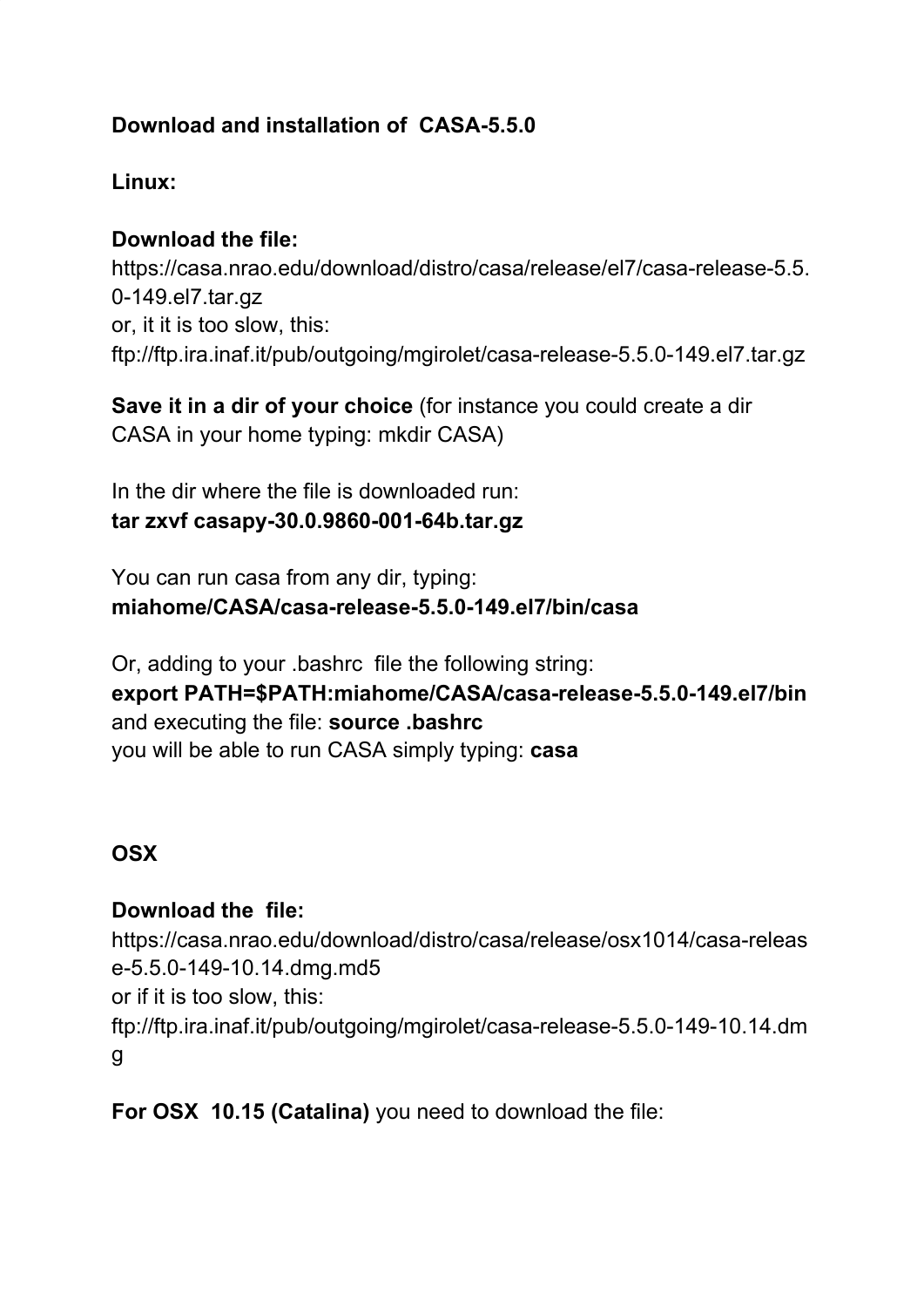**Download and installation of  CASA-5.5.0**

**Linux:**

**Download the file:**
https://casa.nrao.edu/download/distro/casa/release/el7/casa-release-5.5.0-149.el7.tar.gz
or, it it is too slow, this:
ftp://ftp.ira.inaf.it/pub/outgoing/mgirolet/casa-release-5.5.0-149.el7.tar.gz

**Save it in a dir of your choice** (for instance you could create a dir CASA in your home typing: mkdir CASA)

In the dir where the file is downloaded run:
**tar zxvf casapy-30.0.9860-001-64b.tar.gz**

You can run casa from any dir, typing:
**miahome/CASA/casa-release-5.5.0-149.el7/bin/casa**

Or, adding to your .bashrc  file the following string:
**export PATH=$PATH:miahome/CASA/casa-release-5.5.0-149.el7/bin**
and executing the file: **source .bashrc**
you will be able to run CASA simply typing: **casa**

**OSX**

**Download the  file:**
https://casa.nrao.edu/download/distro/casa/release/osx1014/casa-release-5.5.0-149-10.14.dmg.md5
or if it is too slow, this:
ftp://ftp.ira.inaf.it/pub/outgoing/mgirolet/casa-release-5.5.0-149-10.14.dmg

**For OSX  10.15 (Catalina)** you need to download the file: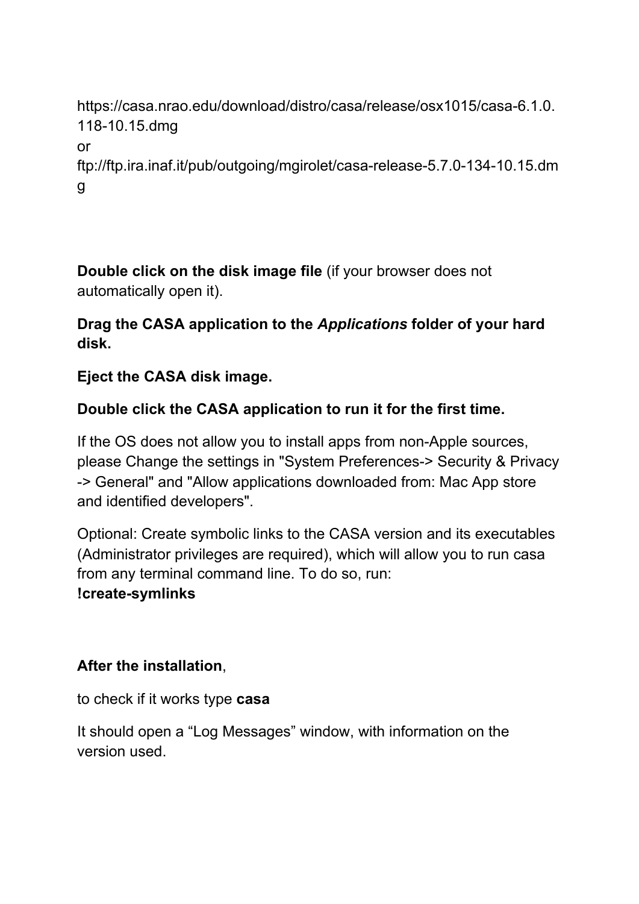https://casa.nrao.edu/download/distro/casa/release/osx1015/casa-6.1.0.118-10.15.dmg

or

ftp://ftp.ira.inaf.it/pub/outgoing/mgirolet/casa-release-5.7.0-134-10.15.dmg

**Double click on the disk image file** (if your browser does not automatically open it).

**Drag the CASA application to the *Applications* folder of your hard disk.**

**Eject the CASA disk image.**

**Double click the CASA application to run it for the first time.**

If the OS does not allow you to install apps from non-Apple sources, please Change the settings in "System Preferences-> Security & Privacy -> General" and "Allow applications downloaded from: Mac App store and identified developers".

Optional: Create symbolic links to the CASA version and its executables (Administrator privileges are required), which will allow you to run casa from any terminal command line. To do so, run:
**!create-symlinks**

**After the installation**,

to check if it works type **casa**

It should open a “Log Messages” window, with information on the version used.